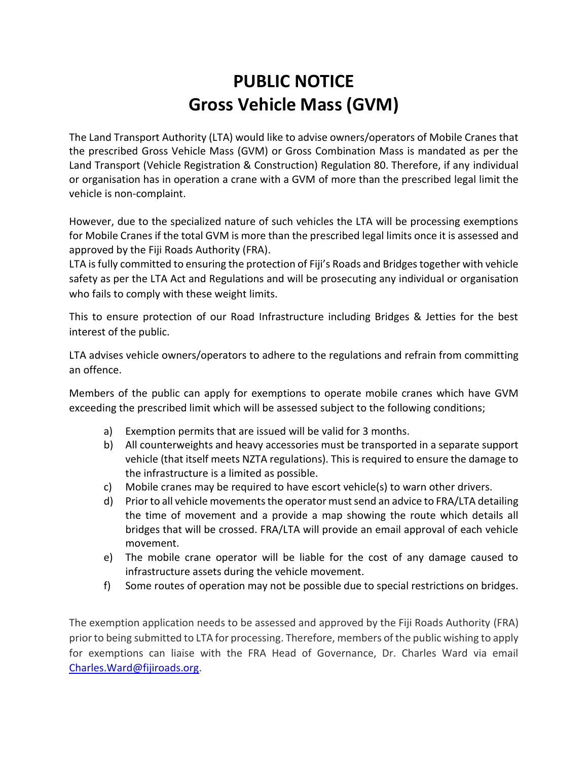# PUBLIC NOTICE
# Gross Vehicle Mass (GVM)

The Land Transport Authority (LTA) would like to advise owners/operators of Mobile Cranes that the prescribed Gross Vehicle Mass (GVM) or Gross Combination Mass is mandated as per the Land Transport (Vehicle Registration & Construction) Regulation 80. Therefore, if any individual or organisation has in operation a crane with a GVM of more than the prescribed legal limit the vehicle is non-complaint.

However, due to the specialized nature of such vehicles the LTA will be processing exemptions for Mobile Cranes if the total GVM is more than the prescribed legal limits once it is assessed and approved by the Fiji Roads Authority (FRA).
LTA is fully committed to ensuring the protection of Fiji's Roads and Bridges together with vehicle safety as per the LTA Act and Regulations and will be prosecuting any individual or organisation who fails to comply with these weight limits.

This to ensure protection of our Road Infrastructure including Bridges & Jetties for the best interest of the public.

LTA advises vehicle owners/operators to adhere to the regulations and refrain from committing an offence.

Members of the public can apply for exemptions to operate mobile cranes which have GVM exceeding the prescribed limit which will be assessed subject to the following conditions;

a) Exemption permits that are issued will be valid for 3 months.
b) All counterweights and heavy accessories must be transported in a separate support vehicle (that itself meets NZTA regulations). This is required to ensure the damage to the infrastructure is a limited as possible.
c) Mobile cranes may be required to have escort vehicle(s) to warn other drivers.
d) Prior to all vehicle movements the operator must send an advice to FRA/LTA detailing the time of movement and a provide a map showing the route which details all bridges that will be crossed. FRA/LTA will provide an email approval of each vehicle movement.
e) The mobile crane operator will be liable for the cost of any damage caused to infrastructure assets during the vehicle movement.
f) Some routes of operation may not be possible due to special restrictions on bridges.

The exemption application needs to be assessed and approved by the Fiji Roads Authority (FRA) prior to being submitted to LTA for processing. Therefore, members of the public wishing to apply for exemptions can liaise with the FRA Head of Governance, Dr. Charles Ward via email Charles.Ward@fijiroads.org.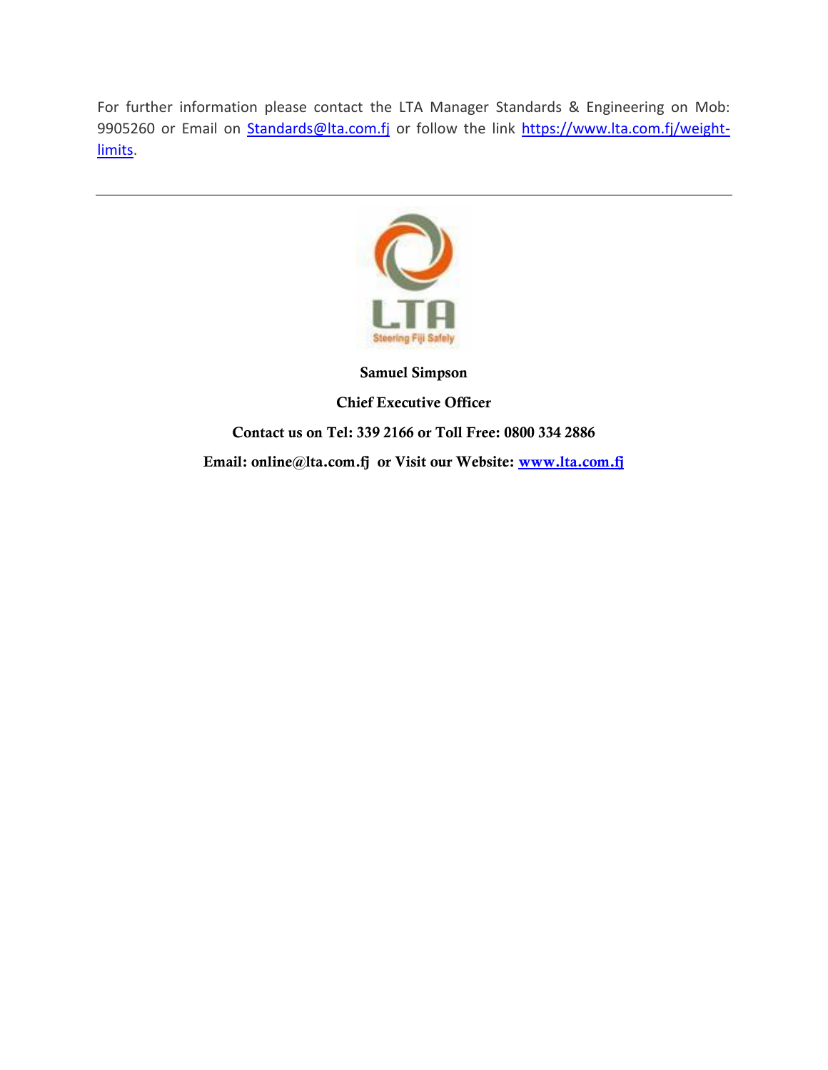For further information please contact the LTA Manager Standards & Engineering on Mob: 9905260 or Email on Standards@lta.com.fj or follow the link https://www.lta.com.fj/weight-limits.

---

**Samuel Simpson**

**Chief Executive Officer**

**Contact us on Tel: 339 2166 or Toll Free: 0800 334 2886**

**Email: online@lta.com.fj or Visit our Website: www.lta.com.fj**